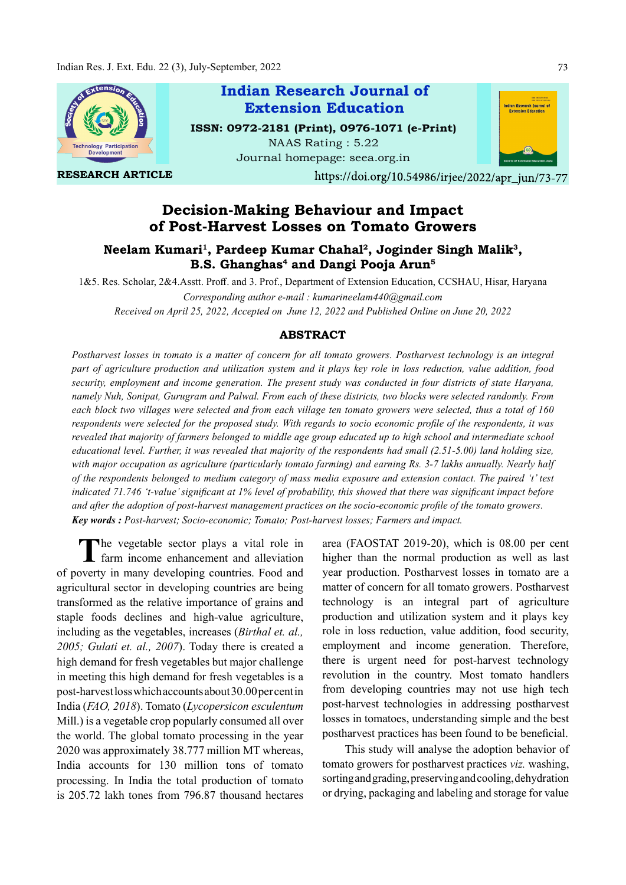Indian Research Journal of Extension Education

ISSN: 0972-2181 (Print), 0976-1071 (e-Print)

NAAS Rating : 5.22

Journal homepage: seea.org.in

**RESEARCH ARTICLE**

https://doi.org/10.54986/irjee/2022/apr_jun/73-77

# Decision-Making Behaviour and Impact of Post-Harvest Losses on Tomato Growers

**Neelam Kumari[1], Pardeep Kumar Chahal[2], Joginder Singh Malik[3], B.S. Ghanghas[4] and Dangi Pooja Arun[5]**

1&5. Res. Scholar, 2&4.Asstt. Proff. and 3. Prof., Department of Extension Education, CCSHAU, Hisar, Haryana

*Corresponding author e-mail : kumarineelam440@gmail.com*

*Received on April 25, 2022, Accepted on June 12, 2022 and Published Online on June 20, 2022*

## ABSTRACT

*Postharvest losses in tomato is a matter of concern for all tomato growers. Postharvest technology is an integral part of agriculture production and utilization system and it plays key role in loss reduction, value addition, food security, employment and income generation. The present study was conducted in four districts of state Haryana, namely Nuh, Sonipat, Gurugram and Palwal. From each of these districts, two blocks were selected randomly. From each block two villages were selected and from each village ten tomato growers were selected, thus a total of 160 respondents were selected for the proposed study. With regards to socio economic profile of the respondents, it was revealed that majority of farmers belonged to middle age group educated up to high school and intermediate school educational level. Further, it was revealed that majority of the respondents had small (2.51-5.00) land holding size, with major occupation as agriculture (particularly tomato farming) and earning Rs. 3-7 lakhs annually. Nearly half of the respondents belonged to medium category of mass media exposure and extension contact. The paired 't' test indicated 71.746 't-value' significant at 1% level of probability, this showed that there was significant impact before and after the adoption of post-harvest management practices on the socio-economic profile of the tomato growers.*

***Key words :*** *Post-harvest; Socio-economic; Tomato; Post-harvest losses; Farmers and impact.*

The vegetable sector plays a vital role in farm income enhancement and alleviation of poverty in many developing countries. Food and agricultural sector in developing countries are being transformed as the relative importance of grains and staple foods declines and high-value agriculture, including as the vegetables, increases (*Birthal et. al., 2005; Gulati et. al., 2007*). Today there is created a high demand for fresh vegetables but major challenge in meeting this high demand for fresh vegetables is a post-harvest loss which accounts about 30.00 per cent in India (*FAO, 2018*). Tomato (*Lycopersicon esculentum* Mill.) is a vegetable crop popularly consumed all over the world. The global tomato processing in the year 2020 was approximately 38.777 million MT whereas, India accounts for 130 million tons of tomato processing. In India the total production of tomato is 205.72 lakh tones from 796.87 thousand hectares area (FAOSTAT 2019-20), which is 08.00 per cent higher than the normal production as well as last year production. Postharvest losses in tomato are a matter of concern for all tomato growers. Postharvest technology is an integral part of agriculture production and utilization system and it plays key role in loss reduction, value addition, food security, employment and income generation. Therefore, there is urgent need for post-harvest technology revolution in the country. Most tomato handlers from developing countries may not use high tech post-harvest technologies in addressing postharvest losses in tomatoes, understanding simple and the best postharvest practices has been found to be beneficial.

This study will analyse the adoption behavior of tomato growers for postharvest practices *viz.* washing, sorting and grading, preserving and cooling, dehydration or drying, packaging and labeling and storage for value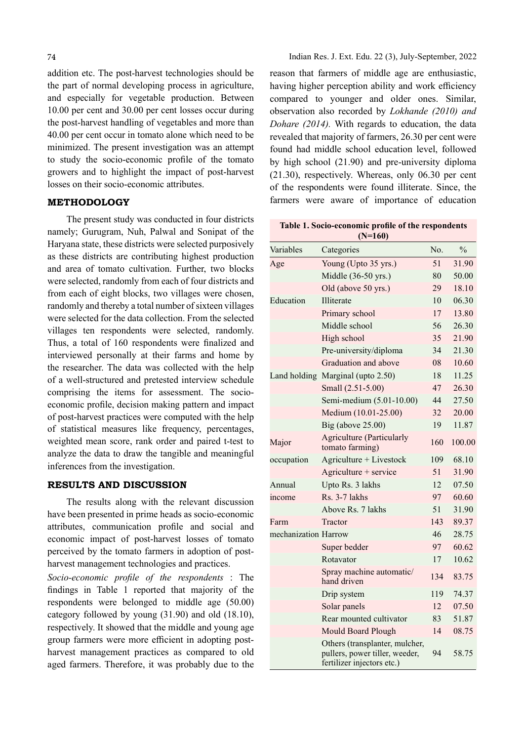addition etc. The post-harvest technologies should be the part of normal developing process in agriculture, and especially for vegetable production. Between 10.00 per cent and 30.00 per cent losses occur during the post-harvest handling of vegetables and more than 40.00 per cent occur in tomato alone which need to be minimized. The present investigation was an attempt to study the socio-economic profile of the tomato growers and to highlight the impact of post-harvest losses on their socio-economic attributes.

## METHODOLOGY

The present study was conducted in four districts namely; Gurugram, Nuh, Palwal and Sonipat of the Haryana state, these districts were selected purposively as these districts are contributing highest production and area of tomato cultivation. Further, two blocks were selected, randomly from each of four districts and from each of eight blocks, two villages were chosen, randomly and thereby a total number of sixteen villages were selected for the data collection. From the selected villages ten respondents were selected, randomly. Thus, a total of 160 respondents were finalized and interviewed personally at their farms and home by the researcher. The data was collected with the help of a well-structured and pretested interview schedule comprising the items for assessment. The socio-economic profile, decision making pattern and impact of post-harvest practices were computed with the help of statistical measures like frequency, percentages, weighted mean score, rank order and paired t-test to analyze the data to draw the tangible and meaningful inferences from the investigation.

## RESULTS AND DISCUSSION

The results along with the relevant discussion have been presented in prime heads as socio-economic attributes, communication profile and social and economic impact of post-harvest losses of tomato perceived by the tomato farmers in adoption of post-harvest management technologies and practices.

*Socio-economic profile of the respondents* : The findings in Table 1 reported that majority of the respondents were belonged to middle age (50.00) category followed by young (31.90) and old (18.10), respectively. It showed that the middle and young age group farmers were more efficient in adopting post-harvest management practices as compared to old aged farmers. Therefore, it was probably due to the reason that farmers of middle age are enthusiastic, having higher perception ability and work efficiency compared to younger and older ones. Similar, observation also recorded by *Lokhande (2010) and Dohare (2014).* With regards to education, the data revealed that majority of farmers, 26.30 per cent were found had middle school education level, followed by high school (21.90) and pre-university diploma (21.30), respectively. Whereas, only 06.30 per cent of the respondents were found illiterate. Since, the farmers were aware of importance of education

**Table 1. Socio-economic profile of the respondents (N=160)**

| Variables | Categories | No. | % |
|---|---|---|---|
| Age | Young (Upto 35 yrs.) | 51 | 31.90 |
| | Middle (36-50 yrs.) | 80 | 50.00 |
| | Old (above 50 yrs.) | 29 | 18.10 |
| Education | Illiterate | 10 | 06.30 |
| | Primary school | 17 | 13.80 |
| | Middle school | 56 | 26.30 |
| | High school | 35 | 21.90 |
| | Pre-university/diploma | 34 | 21.30 |
| | Graduation and above | 08 | 10.60 |
| Land holding | Marginal (upto 2.50) | 18 | 11.25 |
| | Small (2.51-5.00) | 47 | 26.30 |
| | Semi-medium (5.01-10.00) | 44 | 27.50 |
| | Medium (10.01-25.00) | 32 | 20.00 |
| | Big (above 25.00) | 19 | 11.87 |
| Major occupation | Agriculture (Particularly tomato farming) | 160 | 100.00 |
| | Agriculture + Livestock | 109 | 68.10 |
| | Agriculture + service | 51 | 31.90 |
| Annual income | Upto Rs. 3 lakhs | 12 | 07.50 |
| | Rs. 3-7 lakhs | 97 | 60.60 |
| | Above Rs. 7 lakhs | 51 | 31.90 |
| Farm mechanization | Tractor | 143 | 89.37 |
| | Harrow | 46 | 28.75 |
| | Super bedder | 97 | 60.62 |
| | Rotavator | 17 | 10.62 |
| | Spray machine automatic/ hand driven | 134 | 83.75 |
| | Drip system | 119 | 74.37 |
| | Solar panels | 12 | 07.50 |
| | Rear mounted cultivator | 83 | 51.87 |
| | Mould Board Plough | 14 | 08.75 |
| | Others (transplanter, mulcher, pullers, power tiller, weeder, fertilizer injectors etc.) | 94 | 58.75 |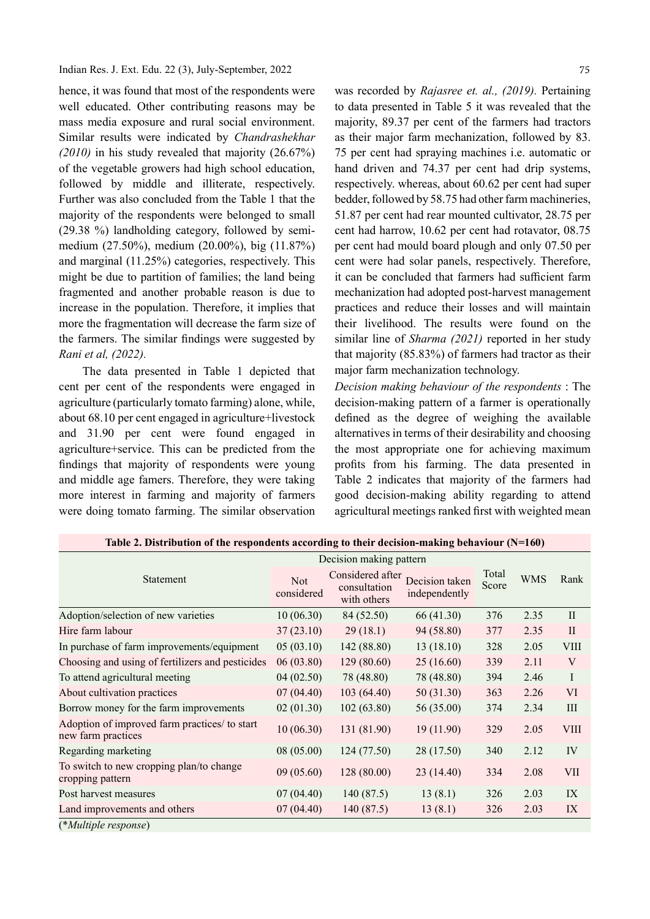hence, it was found that most of the respondents were well educated. Other contributing reasons may be mass media exposure and rural social environment. Similar results were indicated by *Chandrashekhar (2010)* in his study revealed that majority (26.67%) of the vegetable growers had high school education, followed by middle and illiterate, respectively. Further was also concluded from the Table 1 that the majority of the respondents were belonged to small (29.38 %) landholding category, followed by semi-medium (27.50%), medium (20.00%), big (11.87%) and marginal (11.25%) categories, respectively. This might be due to partition of families; the land being fragmented and another probable reason is due to increase in the population. Therefore, it implies that more the fragmentation will decrease the farm size of the farmers. The similar findings were suggested by *Rani et al, (2022).*

The data presented in Table 1 depicted that cent per cent of the respondents were engaged in agriculture (particularly tomato farming) alone, while, about 68.10 per cent engaged in agriculture+livestock and 31.90 per cent were found engaged in agriculture+service. This can be predicted from the findings that majority of respondents were young and middle age famers. Therefore, they were taking more interest in farming and majority of farmers were doing tomato farming. The similar observation was recorded by *Rajasree et. al., (2019).* Pertaining to data presented in Table 5 it was revealed that the majority, 89.37 per cent of the farmers had tractors as their major farm mechanization, followed by 83. 75 per cent had spraying machines i.e. automatic or hand driven and 74.37 per cent had drip systems, respectively. whereas, about 60.62 per cent had super bedder, followed by 58.75 had other farm machineries, 51.87 per cent had rear mounted cultivator, 28.75 per cent had harrow, 10.62 per cent had rotavator, 08.75 per cent had mould board plough and only 07.50 per cent were had solar panels, respectively. Therefore, it can be concluded that farmers had sufficient farm mechanization had adopted post-harvest management practices and reduce their losses and will maintain their livelihood. The results were found on the similar line of *Sharma (2021)* reported in her study that majority (85.83%) of farmers had tractor as their major farm mechanization technology.

*Decision making behaviour of the respondents* : The decision-making pattern of a farmer is operationally defined as the degree of weighing the available alternatives in terms of their desirability and choosing the most appropriate one for achieving maximum profits from his farming. The data presented in Table 2 indicates that majority of the farmers had good decision-making ability regarding to attend agricultural meetings ranked first with weighted mean

**Table 2. Distribution of the respondents according to their decision-making behaviour (N=160)**

| Statement | Decision making pattern | | | | | |
|---|---|---|---|---|---|---|
| | Not considered | Considered after consultation with others | Decision taken independently | Total Score | WMS | Rank |
| Adoption/selection of new varieties | 10 (06.30) | 84 (52.50) | 66 (41.30) | 376 | 2.35 | II |
| Hire farm labour | 37 (23.10) | 29 (18.1) | 94 (58.80) | 377 | 2.35 | II |
| In purchase of farm improvements/equipment | 05 (03.10) | 142 (88.80) | 13 (18.10) | 328 | 2.05 | VIII |
| Choosing and using of fertilizers and pesticides | 06 (03.80) | 129 (80.60) | 25 (16.60) | 339 | 2.11 | V |
| To attend agricultural meeting | 04 (02.50) | 78 (48.80) | 78 (48.80) | 394 | 2.46 | I |
| About cultivation practices | 07 (04.40) | 103 (64.40) | 50 (31.30) | 363 | 2.26 | VI |
| Borrow money for the farm improvements | 02 (01.30) | 102 (63.80) | 56 (35.00) | 374 | 2.34 | III |
| Adoption of improved farm practices/ to start new farm practices | 10 (06.30) | 131 (81.90) | 19 (11.90) | 329 | 2.05 | VIII |
| Regarding marketing | 08 (05.00) | 124 (77.50) | 28 (17.50) | 340 | 2.12 | IV |
| To switch to new cropping plan/to change cropping pattern | 09 (05.60) | 128 (80.00) | 23 (14.40) | 334 | 2.08 | VII |
| Post harvest measures | 07 (04.40) | 140 (87.5) | 13 (8.1) | 326 | 2.03 | IX |
| Land improvements and others | 07 (04.40) | 140 (87.5) | 13 (8.1) | 326 | 2.03 | IX |

(**Multiple response*)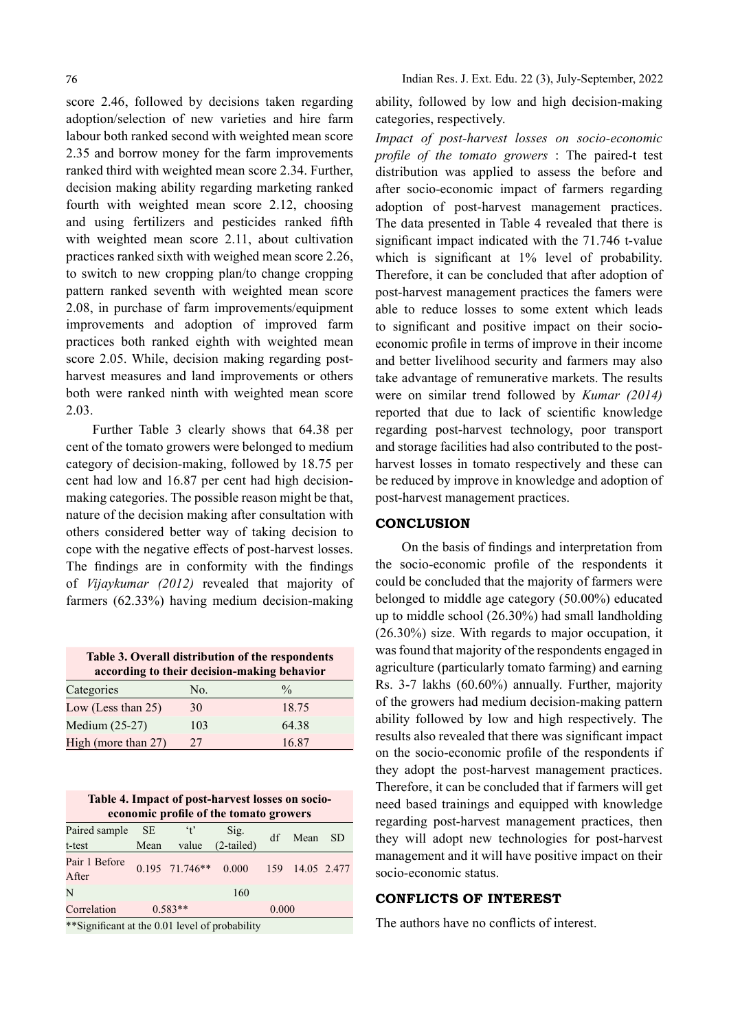score 2.46, followed by decisions taken regarding adoption/selection of new varieties and hire farm labour both ranked second with weighted mean score 2.35 and borrow money for the farm improvements ranked third with weighted mean score 2.34. Further, decision making ability regarding marketing ranked fourth with weighted mean score 2.12, choosing and using fertilizers and pesticides ranked fifth with weighted mean score 2.11, about cultivation practices ranked sixth with weighed mean score 2.26, to switch to new cropping plan/to change cropping pattern ranked seventh with weighted mean score 2.08, in purchase of farm improvements/equipment improvements and adoption of improved farm practices both ranked eighth with weighted mean score 2.05. While, decision making regarding post-harvest measures and land improvements or others both were ranked ninth with weighted mean score 2.03.

Further Table 3 clearly shows that 64.38 per cent of the tomato growers were belonged to medium category of decision-making, followed by 18.75 per cent had low and 16.87 per cent had high decision-making categories. The possible reason might be that, nature of the decision making after consultation with others considered better way of taking decision to cope with the negative effects of post-harvest losses. The findings are in conformity with the findings of *Vijaykumar (2012)* revealed that majority of farmers (62.33%) having medium decision-making ability, followed by low and high decision-making categories, respectively.

**Table 3. Overall distribution of the respondents according to their decision-making behavior**

| Categories | No. | % |
|---|---|---|
| Low (Less than 25) | 30 | 18.75 |
| Medium (25-27) | 103 | 64.38 |
| High (more than 27) | 27 | 16.87 |

**Table 4. Impact of post-harvest losses on socio-economic profile of the tomato growers**

| Paired sample t-test | SE Mean | 't' value | Sig. (2-tailed) | df | Mean | SD |
|---|---|---|---|---|---|---|
| Pair 1 Before After | 0.195 | 71.746** | 0.000 | 159 | 14.05 | 2.477 |
| N | | | 160 | | | |
| Correlation | 0.583** | | | 0.000 | | |

**Significant at the 0.01 level of probability

*Impact of post-harvest losses on socio-economic profile of the tomato growers* : The paired-t test distribution was applied to assess the before and after socio-economic impact of farmers regarding adoption of post-harvest management practices. The data presented in Table 4 revealed that there is significant impact indicated with the 71.746 t-value which is significant at 1% level of probability. Therefore, it can be concluded that after adoption of post-harvest management practices the famers were able to reduce losses to some extent which leads to significant and positive impact on their socio-economic profile in terms of improve in their income and better livelihood security and farmers may also take advantage of remunerative markets. The results were on similar trend followed by *Kumar (2014)* reported that due to lack of scientific knowledge regarding post-harvest technology, poor transport and storage facilities had also contributed to the post-harvest losses in tomato respectively and these can be reduced by improve in knowledge and adoption of post-harvest management practices.

## CONCLUSION

On the basis of findings and interpretation from the socio-economic profile of the respondents it could be concluded that the majority of farmers were belonged to middle age category (50.00%) educated up to middle school (26.30%) had small landholding (26.30%) size. With regards to major occupation, it was found that majority of the respondents engaged in agriculture (particularly tomato farming) and earning Rs. 3-7 lakhs (60.60%) annually. Further, majority of the growers had medium decision-making pattern ability followed by low and high respectively. The results also revealed that there was significant impact on the socio-economic profile of the respondents if they adopt the post-harvest management practices. Therefore, it can be concluded that if farmers will get need based trainings and equipped with knowledge regarding post-harvest management practices, then they will adopt new technologies for post-harvest management and it will have positive impact on their socio-economic status.

## CONFLICTS OF INTEREST

The authors have no conflicts of interest.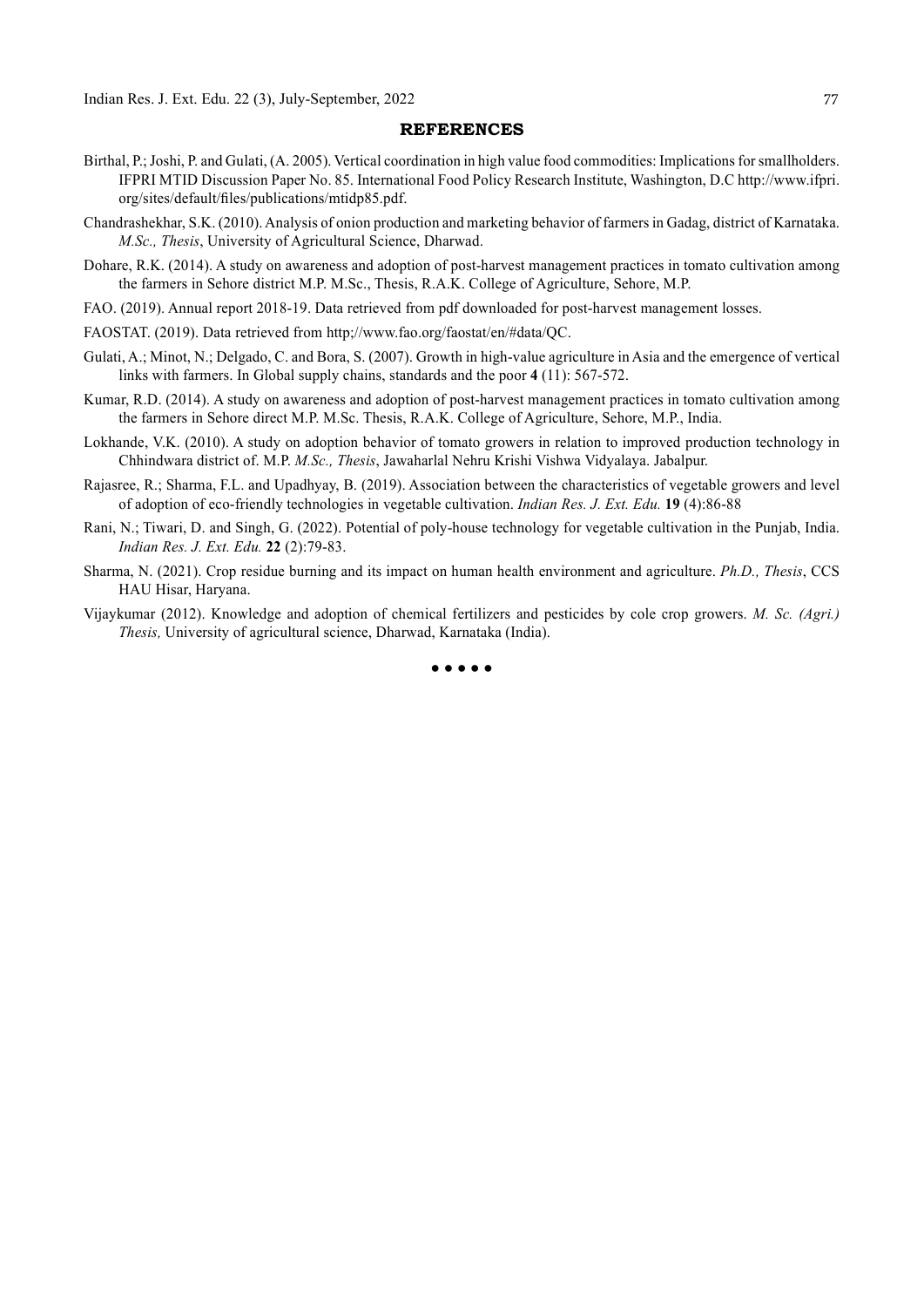## REFERENCES

Birthal, P.; Joshi, P. and Gulati, (A. 2005). Vertical coordination in high value food commodities: Implications for smallholders. IFPRI MTID Discussion Paper No. 85. International Food Policy Research Institute, Washington, D.C http://www.ifpri.org/sites/default/files/publications/mtidp85.pdf.

Chandrashekhar, S.K. (2010). Analysis of onion production and marketing behavior of farmers in Gadag, district of Karnataka. *M.Sc., Thesis*, University of Agricultural Science, Dharwad.

Dohare, R.K. (2014). A study on awareness and adoption of post-harvest management practices in tomato cultivation among the farmers in Sehore district M.P. M.Sc., Thesis, R.A.K. College of Agriculture, Sehore, M.P.

FAO. (2019). Annual report 2018-19. Data retrieved from pdf downloaded for post-harvest management losses.

FAOSTAT. (2019). Data retrieved from http;//www.fao.org/faostat/en/#data/QC.

Gulati, A.; Minot, N.; Delgado, C. and Bora, S. (2007). Growth in high-value agriculture in Asia and the emergence of vertical links with farmers. In Global supply chains, standards and the poor **4** (11): 567-572.

Kumar, R.D. (2014). A study on awareness and adoption of post-harvest management practices in tomato cultivation among the farmers in Sehore direct M.P. M.Sc. Thesis, R.A.K. College of Agriculture, Sehore, M.P., India.

Lokhande, V.K. (2010). A study on adoption behavior of tomato growers in relation to improved production technology in Chhindwara district of. M.P. *M.Sc., Thesis*, Jawaharlal Nehru Krishi Vishwa Vidyalaya. Jabalpur.

Rajasree, R.; Sharma, F.L. and Upadhyay, B. (2019). Association between the characteristics of vegetable growers and level of adoption of eco-friendly technologies in vegetable cultivation. *Indian Res. J. Ext. Edu.* **19** (4):86-88

Rani, N.; Tiwari, D. and Singh, G. (2022). Potential of poly-house technology for vegetable cultivation in the Punjab, India. *Indian Res. J. Ext. Edu.* **22** (2):79-83.

Sharma, N. (2021). Crop residue burning and its impact on human health environment and agriculture. *Ph.D., Thesis*, CCS HAU Hisar, Haryana.

Vijaykumar (2012). Knowledge and adoption of chemical fertilizers and pesticides by cole crop growers. *M. Sc. (Agri.) Thesis,* University of agricultural science, Dharwad, Karnataka (India).

• • • • •